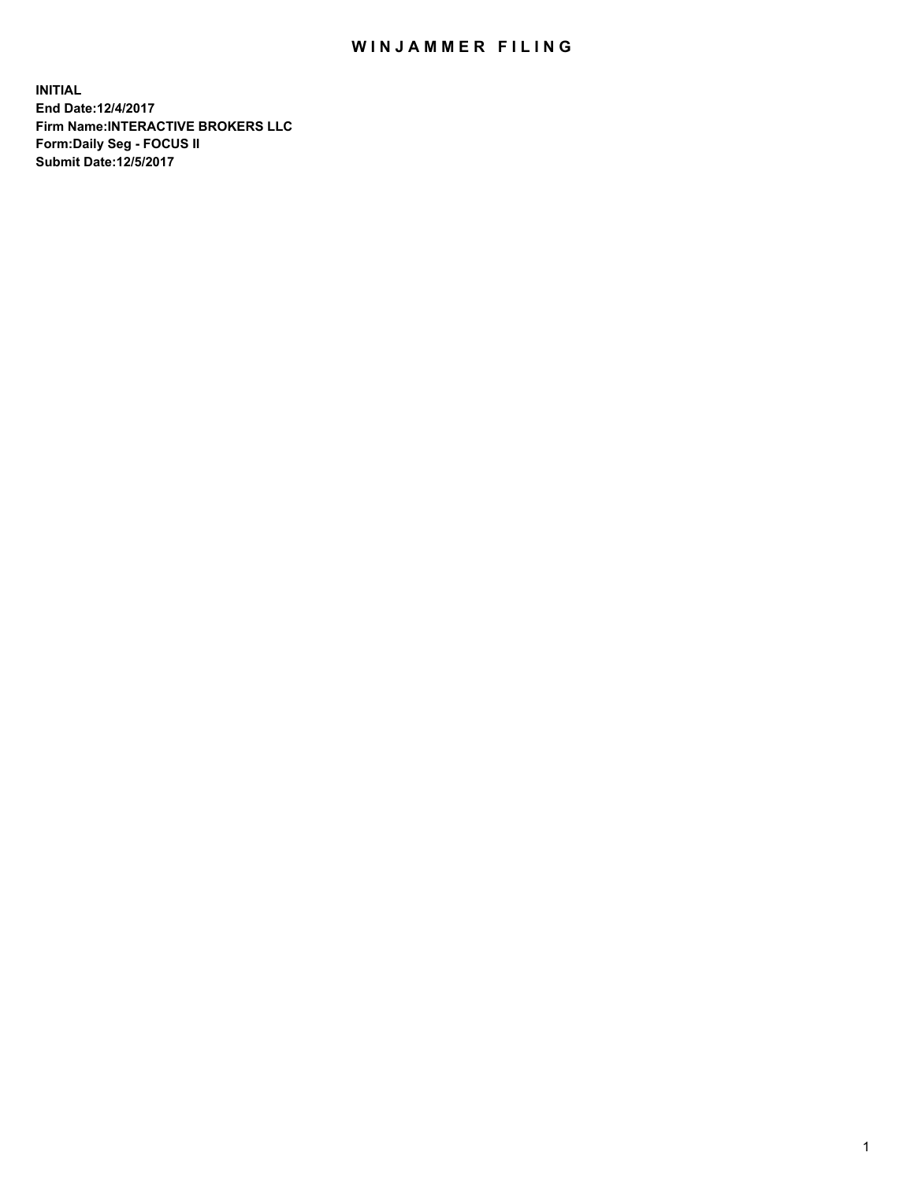# WINJAMMER FILING

**INITIAL**
**End Date:12/4/2017**
**Firm Name:INTERACTIVE BROKERS LLC**
**Form:Daily Seg - FOCUS II**
**Submit Date:12/5/2017**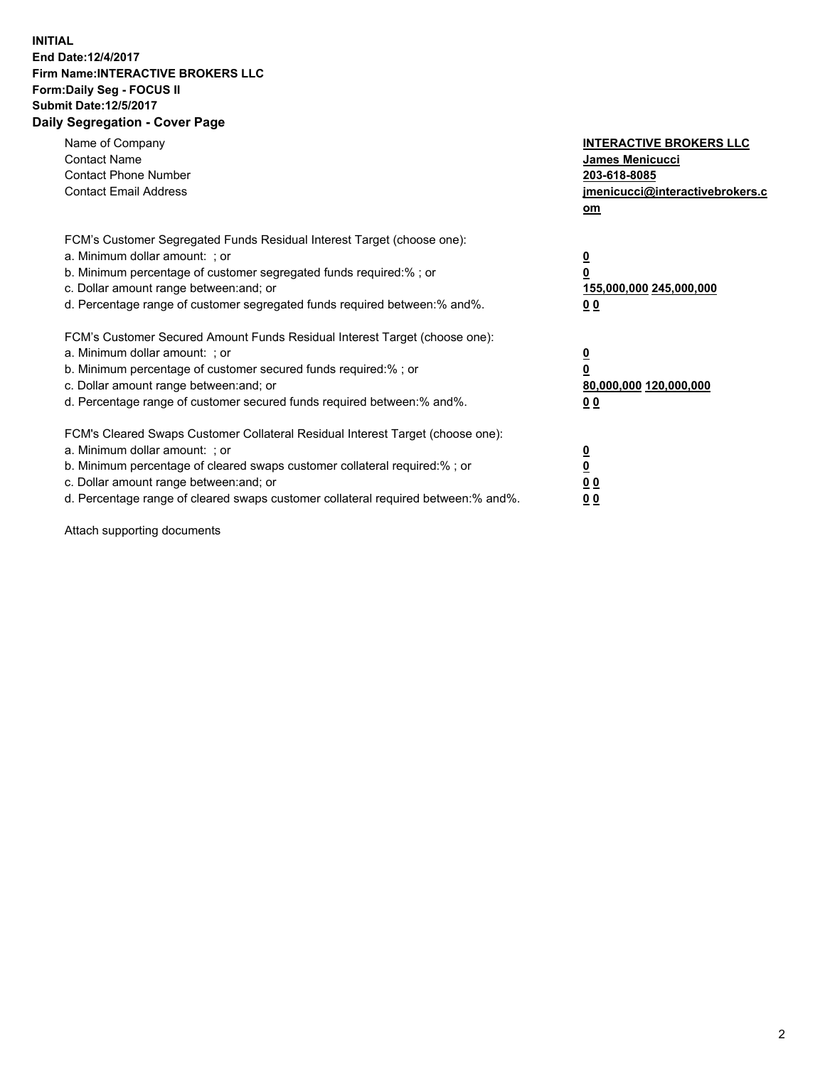**INITIAL**
**End Date:12/4/2017**
**Firm Name:INTERACTIVE BROKERS LLC**
**Form:Daily Seg - FOCUS II**
**Submit Date:12/5/2017**
**Daily Segregation - Cover Page**

| | |
|---|---|
| Name of Company | **INTERACTIVE BROKERS LLC** |
| Contact Name | **James Menicucci** |
| Contact Phone Number | **203-618-8085** |
| Contact Email Address | **jmenicucci@interactivebrokers.com** |

FCM's Customer Segregated Funds Residual Interest Target (choose one):

| | |
|---|---|
| a. Minimum dollar amount: ; or | **0** |
| b. Minimum percentage of customer segregated funds required:% ; or | **0** |
| c. Dollar amount range between:and; or | **155,000,000 245,000,000** |
| d. Percentage range of customer segregated funds required between:% and%. | **0 0** |

FCM's Customer Secured Amount Funds Residual Interest Target (choose one):

| | |
|---|---|
| a. Minimum dollar amount: ; or | **0** |
| b. Minimum percentage of customer secured funds required:% ; or | **0** |
| c. Dollar amount range between:and; or | **80,000,000 120,000,000** |
| d. Percentage range of customer secured funds required between:% and%. | **0 0** |

FCM's Cleared Swaps Customer Collateral Residual Interest Target (choose one):

| | |
|---|---|
| a. Minimum dollar amount: ; or | **0** |
| b. Minimum percentage of cleared swaps customer collateral required:% ; or | **0** |
| c. Dollar amount range between:and; or | **0 0** |
| d. Percentage range of cleared swaps customer collateral required between:% and%. | **0 0** |

Attach supporting documents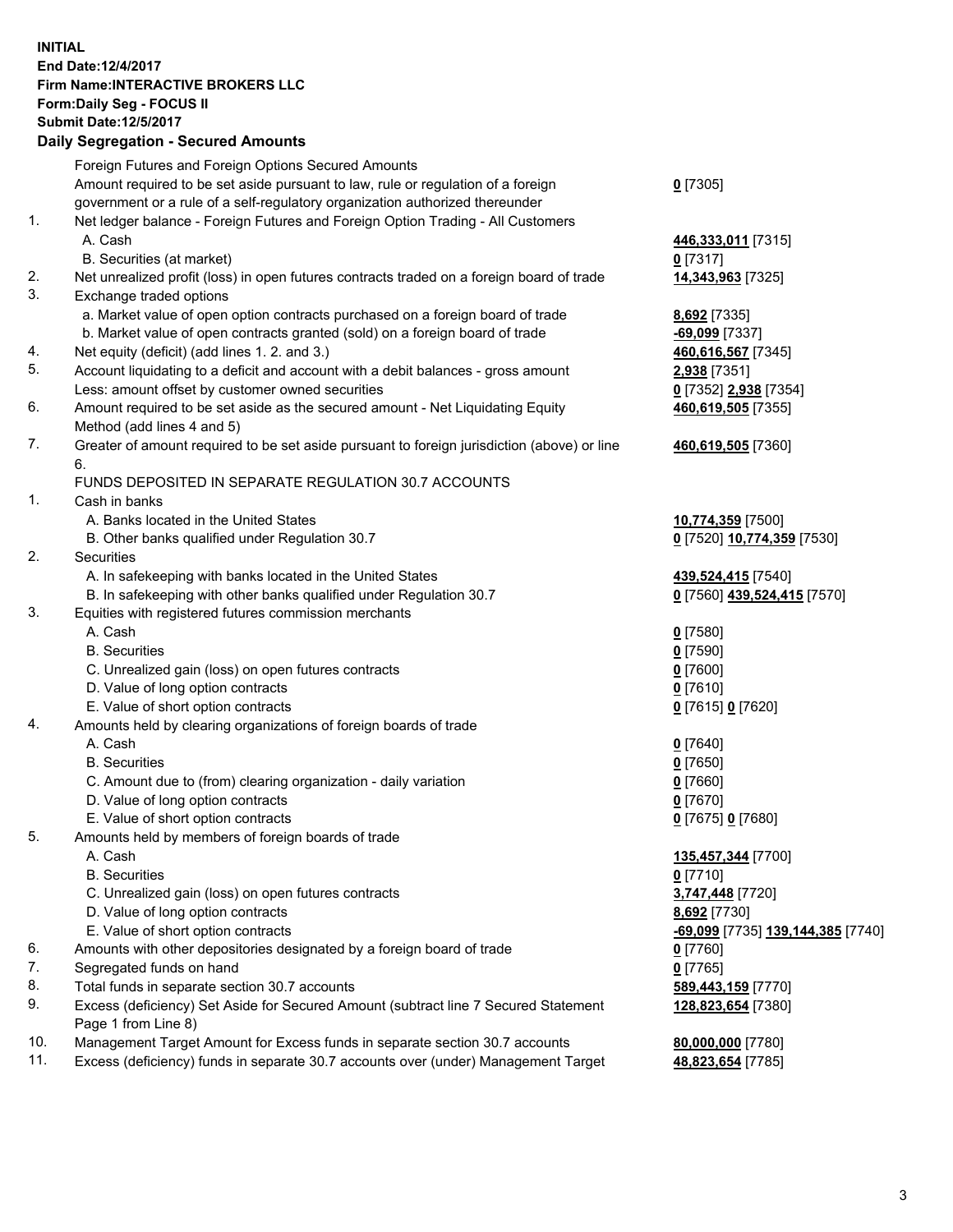**INITIAL**
**End Date:12/4/2017**
**Firm Name:INTERACTIVE BROKERS LLC**
**Form:Daily Seg - FOCUS II**
**Submit Date:12/5/2017**

## Daily Segregation - Secured Amounts

| | | |
|---|---|---|
| | Foreign Futures and Foreign Options Secured Amounts | |
| | Amount required to be set aside pursuant to law, rule or regulation of a foreign government or a rule of a self-regulatory organization authorized thereunder | **0** [7305] |
| 1. | Net ledger balance - Foreign Futures and Foreign Option Trading - All Customers | |
| | A. Cash | **446,333,011** [7315] |
| | B. Securities (at market) | **0** [7317] |
| 2. | Net unrealized profit (loss) in open futures contracts traded on a foreign board of trade | **14,343,963** [7325] |
| 3. | Exchange traded options | |
| | a. Market value of open option contracts purchased on a foreign board of trade | **8,692** [7335] |
| | b. Market value of open contracts granted (sold) on a foreign board of trade | **-69,099** [7337] |
| 4. | Net equity (deficit) (add lines 1. 2. and 3.) | **460,616,567** [7345] |
| 5. | Account liquidating to a deficit and account with a debit balances - gross amount | **2,938** [7351] |
| | Less: amount offset by customer owned securities | **0** [7352] **2,938** [7354] |
| 6. | Amount required to be set aside as the secured amount - Net Liquidating Equity Method (add lines 4 and 5) | **460,619,505** [7355] |
| 7. | Greater of amount required to be set aside pursuant to foreign jurisdiction (above) or line 6. | **460,619,505** [7360] |
| | FUNDS DEPOSITED IN SEPARATE REGULATION 30.7 ACCOUNTS | |
| 1. | Cash in banks | |
| | A. Banks located in the United States | **10,774,359** [7500] |
| | B. Other banks qualified under Regulation 30.7 | **0** [7520] **10,774,359** [7530] |
| 2. | Securities | |
| | A. In safekeeping with banks located in the United States | **439,524,415** [7540] |
| | B. In safekeeping with other banks qualified under Regulation 30.7 | **0** [7560] **439,524,415** [7570] |
| 3. | Equities with registered futures commission merchants | |
| | A. Cash | **0** [7580] |
| | B. Securities | **0** [7590] |
| | C. Unrealized gain (loss) on open futures contracts | **0** [7600] |
| | D. Value of long option contracts | **0** [7610] |
| | E. Value of short option contracts | **0** [7615] **0** [7620] |
| 4. | Amounts held by clearing organizations of foreign boards of trade | |
| | A. Cash | **0** [7640] |
| | B. Securities | **0** [7650] |
| | C. Amount due to (from) clearing organization - daily variation | **0** [7660] |
| | D. Value of long option contracts | **0** [7670] |
| | E. Value of short option contracts | **0** [7675] **0** [7680] |
| 5. | Amounts held by members of foreign boards of trade | |
| | A. Cash | **135,457,344** [7700] |
| | B. Securities | **0** [7710] |
| | C. Unrealized gain (loss) on open futures contracts | **3,747,448** [7720] |
| | D. Value of long option contracts | **8,692** [7730] |
| | E. Value of short option contracts | **-69,099** [7735] **139,144,385** [7740] |
| 6. | Amounts with other depositories designated by a foreign board of trade | **0** [7760] |
| 7. | Segregated funds on hand | **0** [7765] |
| 8. | Total funds in separate section 30.7 accounts | **589,443,159** [7770] |
| 9. | Excess (deficiency) Set Aside for Secured Amount (subtract line 7 Secured Statement Page 1 from Line 8) | **128,823,654** [7380] |
| 10. | Management Target Amount for Excess funds in separate section 30.7 accounts | **80,000,000** [7780] |
| 11. | Excess (deficiency) funds in separate 30.7 accounts over (under) Management Target | **48,823,654** [7785] |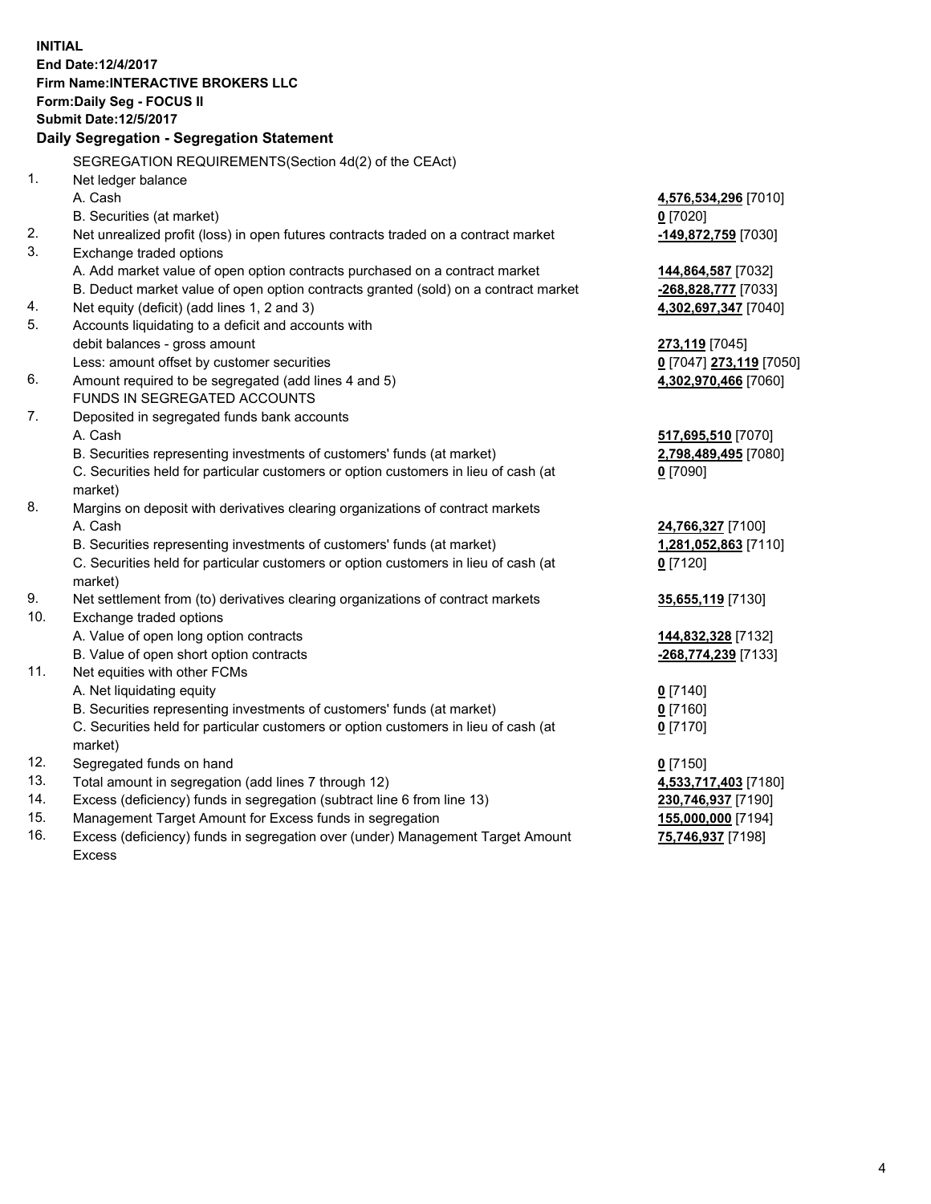**INITIAL**
**End Date:12/4/2017**
**Firm Name:INTERACTIVE BROKERS LLC**
**Form:Daily Seg - FOCUS II**
**Submit Date:12/5/2017**

**Daily Segregation - Segregation Statement**

| | | |
|---|---|---|
| | SEGREGATION REQUIREMENTS(Section 4d(2) of the CEAct) | |
| 1. | Net ledger balance | |
| | A. Cash | **4,576,534,296** [7010] |
| | B. Securities (at market) | **0** [7020] |
| 2. | Net unrealized profit (loss) in open futures contracts traded on a contract market | **-149,872,759** [7030] |
| 3. | Exchange traded options | |
| | A. Add market value of open option contracts purchased on a contract market | **144,864,587** [7032] |
| | B. Deduct market value of open option contracts granted (sold) on a contract market | **-268,828,777** [7033] |
| 4. | Net equity (deficit) (add lines 1, 2 and 3) | **4,302,697,347** [7040] |
| 5. | Accounts liquidating to a deficit and accounts with | |
| | debit balances - gross amount | **273,119** [7045] |
| | Less: amount offset by customer securities | **0** [7047] **273,119** [7050] |
| 6. | Amount required to be segregated (add lines 4 and 5) | **4,302,970,466** [7060] |
| | FUNDS IN SEGREGATED ACCOUNTS | |
| 7. | Deposited in segregated funds bank accounts | |
| | A. Cash | **517,695,510** [7070] |
| | B. Securities representing investments of customers' funds (at market) | **2,798,489,495** [7080] |
| | C. Securities held for particular customers or option customers in lieu of cash (at market) | **0** [7090] |
| 8. | Margins on deposit with derivatives clearing organizations of contract markets | |
| | A. Cash | **24,766,327** [7100] |
| | B. Securities representing investments of customers' funds (at market) | **1,281,052,863** [7110] |
| | C. Securities held for particular customers or option customers in lieu of cash (at market) | **0** [7120] |
| 9. | Net settlement from (to) derivatives clearing organizations of contract markets | **35,655,119** [7130] |
| 10. | Exchange traded options | |
| | A. Value of open long option contracts | **144,832,328** [7132] |
| | B. Value of open short option contracts | **-268,774,239** [7133] |
| 11. | Net equities with other FCMs | |
| | A. Net liquidating equity | **0** [7140] |
| | B. Securities representing investments of customers' funds (at market) | **0** [7160] |
| | C. Securities held for particular customers or option customers in lieu of cash (at market) | **0** [7170] |
| 12. | Segregated funds on hand | **0** [7150] |
| 13. | Total amount in segregation (add lines 7 through 12) | **4,533,717,403** [7180] |
| 14. | Excess (deficiency) funds in segregation (subtract line 6 from line 13) | **230,746,937** [7190] |
| 15. | Management Target Amount for Excess funds in segregation | **155,000,000** [7194] |
| 16. | Excess (deficiency) funds in segregation over (under) Management Target Amount Excess | **75,746,937** [7198] |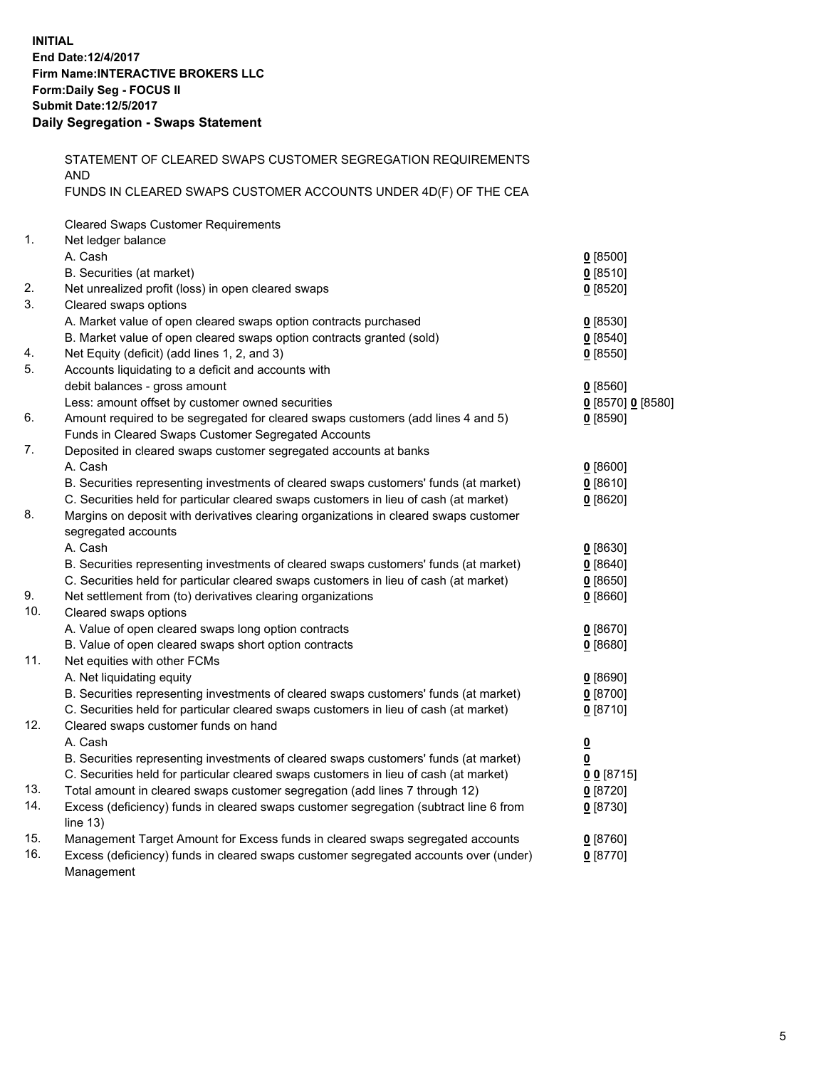**INITIAL**
**End Date:12/4/2017**
**Firm Name:INTERACTIVE BROKERS LLC**
**Form:Daily Seg - FOCUS II**
**Submit Date:12/5/2017**
**Daily Segregation - Swaps Statement**

STATEMENT OF CLEARED SWAPS CUSTOMER SEGREGATION REQUIREMENTS AND FUNDS IN CLEARED SWAPS CUSTOMER ACCOUNTS UNDER 4D(F) OF THE CEA

| | | |
|---|---|---|
| | Cleared Swaps Customer Requirements | |
| 1. | Net ledger balance | |
| | A. Cash | 0 [8500] |
| | B. Securities (at market) | 0 [8510] |
| 2. | Net unrealized profit (loss) in open cleared swaps | 0 [8520] |
| 3. | Cleared swaps options | |
| | A. Market value of open cleared swaps option contracts purchased | 0 [8530] |
| | B. Market value of open cleared swaps option contracts granted (sold) | 0 [8540] |
| 4. | Net Equity (deficit) (add lines 1, 2, and 3) | 0 [8550] |
| 5. | Accounts liquidating to a deficit and accounts with debit balances - gross amount | 0 [8560] |
| | Less: amount offset by customer owned securities | 0 [8570] 0 [8580] |
| 6. | Amount required to be segregated for cleared swaps customers (add lines 4 and 5) | 0 [8590] |
| | Funds in Cleared Swaps Customer Segregated Accounts | |
| 7. | Deposited in cleared swaps customer segregated accounts at banks | |
| | A. Cash | 0 [8600] |
| | B. Securities representing investments of cleared swaps customers' funds (at market) | 0 [8610] |
| | C. Securities held for particular cleared swaps customers in lieu of cash (at market) | 0 [8620] |
| 8. | Margins on deposit with derivatives clearing organizations in cleared swaps customer segregated accounts | |
| | A. Cash | 0 [8630] |
| | B. Securities representing investments of cleared swaps customers' funds (at market) | 0 [8640] |
| | C. Securities held for particular cleared swaps customers in lieu of cash (at market) | 0 [8650] |
| 9. | Net settlement from (to) derivatives clearing organizations | 0 [8660] |
| 10. | Cleared swaps options | |
| | A. Value of open cleared swaps long option contracts | 0 [8670] |
| | B. Value of open cleared swaps short option contracts | 0 [8680] |
| 11. | Net equities with other FCMs | |
| | A. Net liquidating equity | 0 [8690] |
| | B. Securities representing investments of cleared swaps customers' funds (at market) | 0 [8700] |
| | C. Securities held for particular cleared swaps customers in lieu of cash (at market) | 0 [8710] |
| 12. | Cleared swaps customer funds on hand | |
| | A. Cash | 0 |
| | B. Securities representing investments of cleared swaps customers' funds (at market) | 0 |
| | C. Securities held for particular cleared swaps customers in lieu of cash (at market) | 0 0 [8715] |
| 13. | Total amount in cleared swaps customer segregation (add lines 7 through 12) | 0 [8720] |
| 14. | Excess (deficiency) funds in cleared swaps customer segregation (subtract line 6 from line 13) | 0 [8730] |
| 15. | Management Target Amount for Excess funds in cleared swaps segregated accounts | 0 [8760] |
| 16. | Excess (deficiency) funds in cleared swaps customer segregated accounts over (under) Management | 0 [8770] |